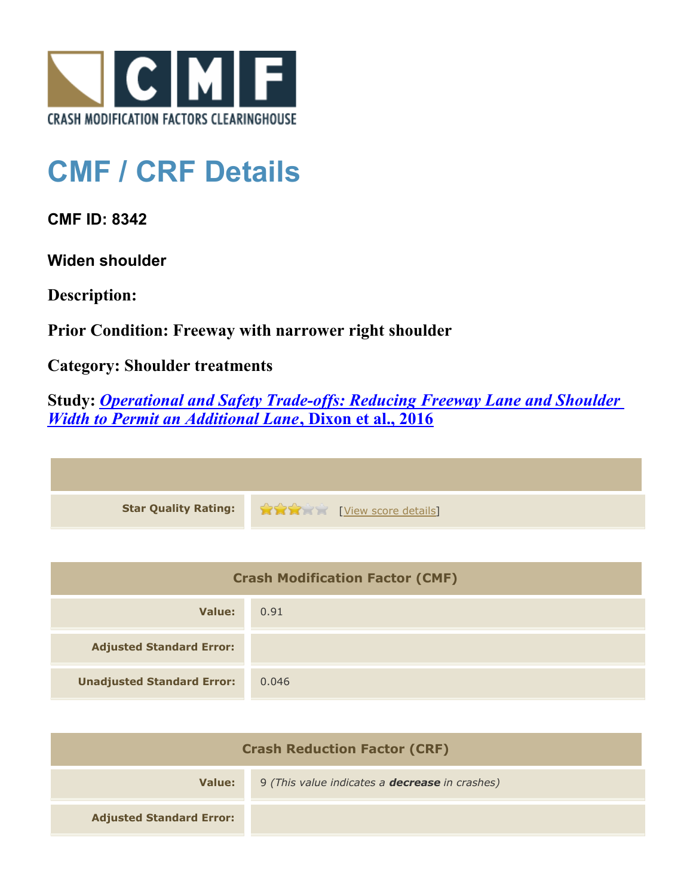CRASH MODIFICATION FACTORS CLEARINGHOUSE

# CMF / CRF Details

## CMF ID: 8342

### Widen shoulder

**Description:**

**Prior Condition: Freeway with narrower right shoulder**

**Category: Shoulder treatments**

**Study: *Operational and Safety Trade-offs: Reducing Freeway Lane and Shoulder Width to Permit an Additional Lane*, Dixon et al., 2016**

| | |
|---|---|
| **Star Quality Rating:** | 3 stars [View score details] |

| Crash Modification Factor (CMF) | |
|---|---|
| **Value:** | 0.91 |
| **Adjusted Standard Error:** | |
| **Unadjusted Standard Error:** | 0.046 |

| Crash Reduction Factor (CRF) | |
|---|---|
| **Value:** | 9 *(This value indicates a **decrease** in crashes)* |
| **Adjusted Standard Error:** | |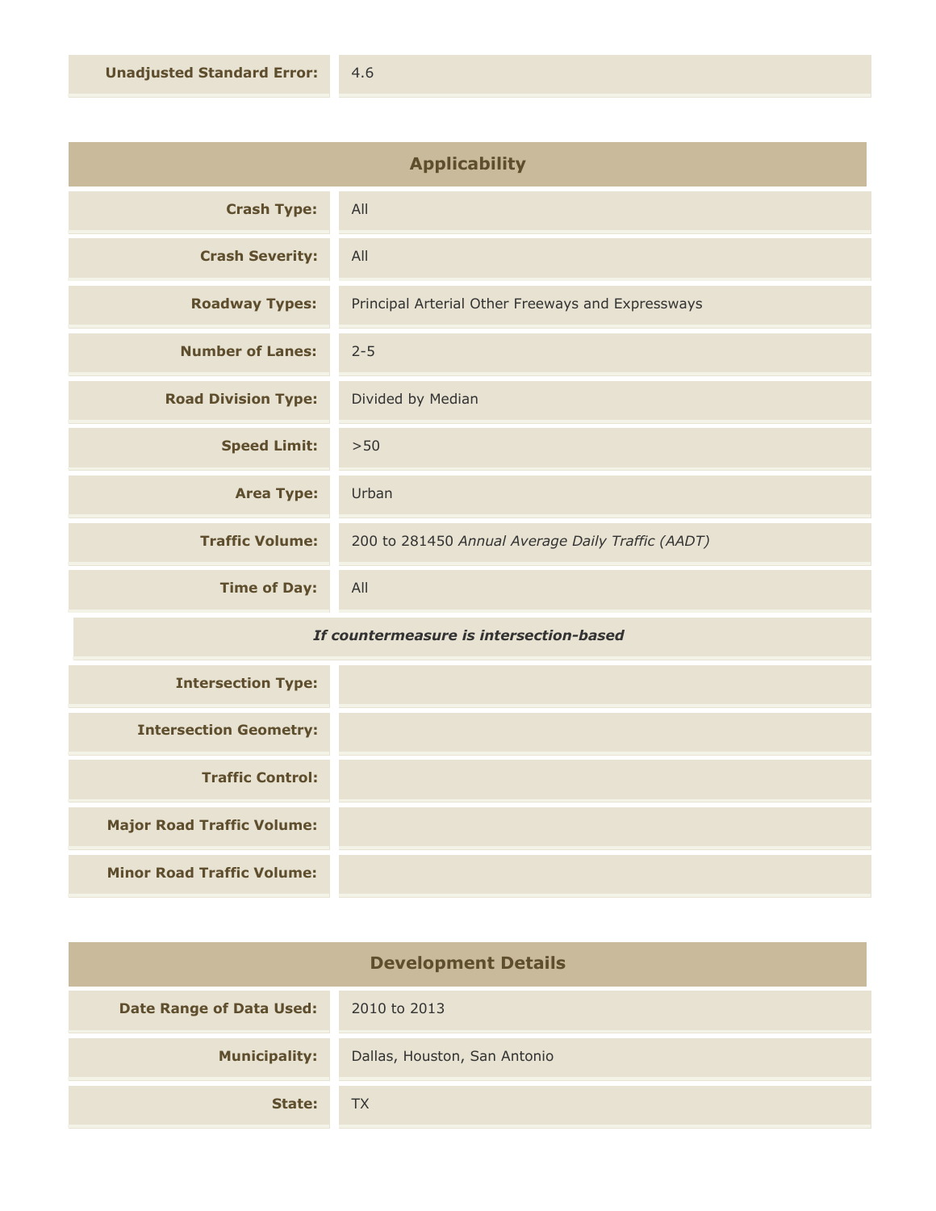| | |
|---|---|
| **Unadjusted Standard Error:** | 4.6 |

## Applicability

| | |
|---|---|
| **Crash Type:** | All |
| **Crash Severity:** | All |
| **Roadway Types:** | Principal Arterial Other Freeways and Expressways |
| **Number of Lanes:** | 2-5 |
| **Road Division Type:** | Divided by Median |
| **Speed Limit:** | >50 |
| **Area Type:** | Urban |
| **Traffic Volume:** | 200 to 281450 *Annual Average Daily Traffic (AADT)* |
| **Time of Day:** | All |

***If countermeasure is intersection-based***

| | |
|---|---|
| **Intersection Type:** | |
| **Intersection Geometry:** | |
| **Traffic Control:** | |
| **Major Road Traffic Volume:** | |
| **Minor Road Traffic Volume:** | |

## Development Details

| | |
|---|---|
| **Date Range of Data Used:** | 2010 to 2013 |
| **Municipality:** | Dallas, Houston, San Antonio |
| **State:** | TX |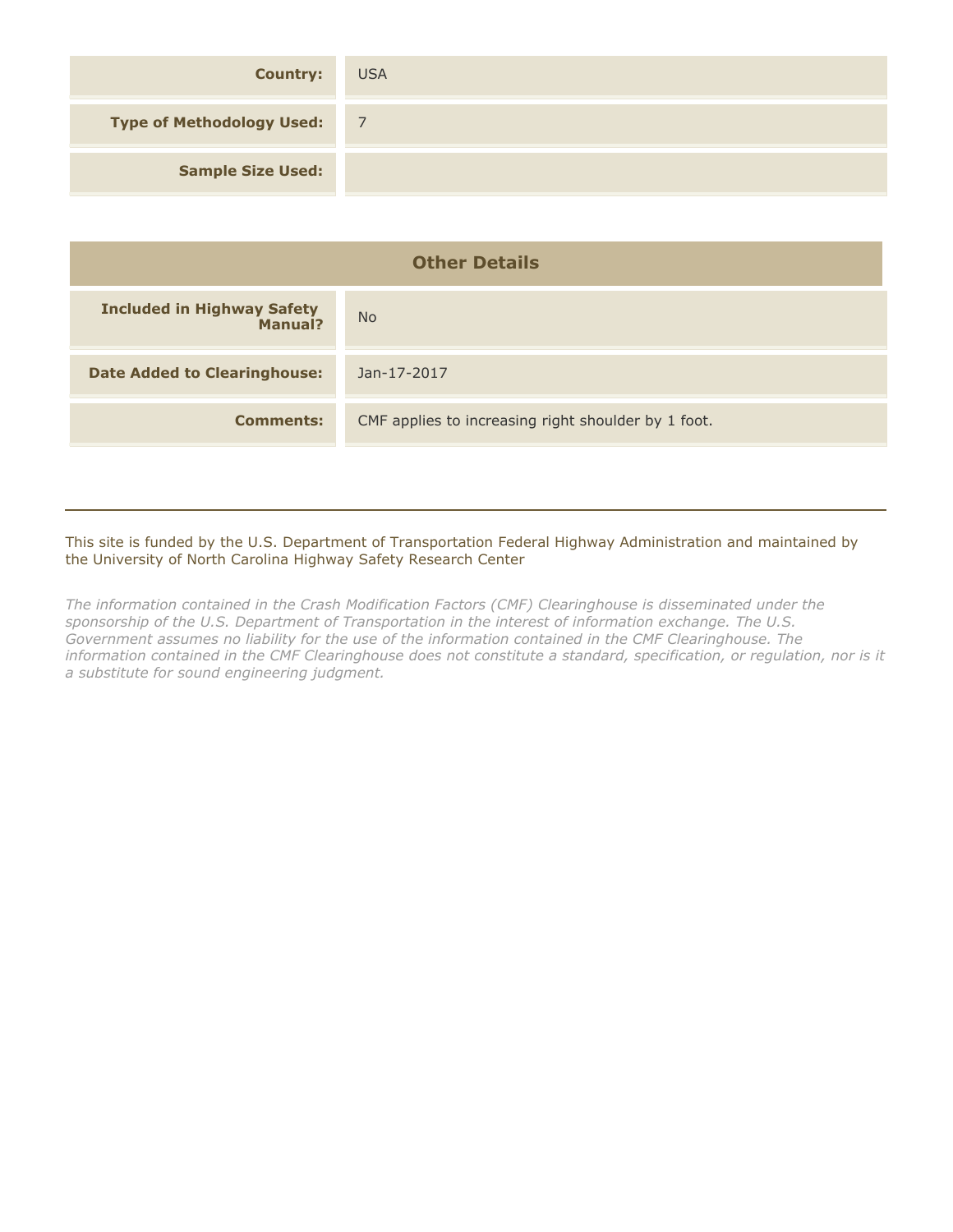| | |
|---|---|
| **Country:** | USA |
| **Type of Methodology Used:** | 7 |
| **Sample Size Used:** | |

## Other Details

| | |
|---|---|
| **Included in Highway Safety Manual?** | No |
| **Date Added to Clearinghouse:** | Jan-17-2017 |
| **Comments:** | CMF applies to increasing right shoulder by 1 foot. |

---

This site is funded by the U.S. Department of Transportation Federal Highway Administration and maintained by the University of North Carolina Highway Safety Research Center

*The information contained in the Crash Modification Factors (CMF) Clearinghouse is disseminated under the sponsorship of the U.S. Department of Transportation in the interest of information exchange. The U.S. Government assumes no liability for the use of the information contained in the CMF Clearinghouse. The information contained in the CMF Clearinghouse does not constitute a standard, specification, or regulation, nor is it a substitute for sound engineering judgment.*